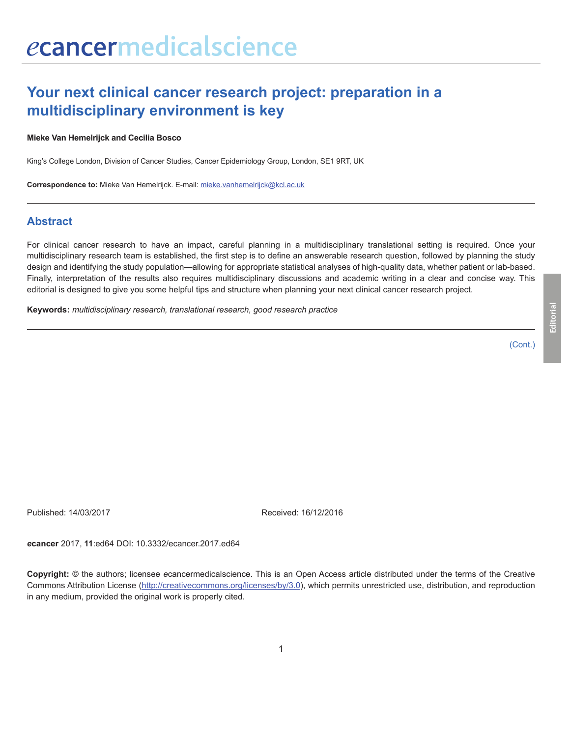# Your next clinical cancer research project: preparation in a multidisciplinary environment is key

**Mieke Van Hemelrijck and Cecilia Bosco**

King's College London, Division of Cancer Studies, Cancer Epidemiology Group, London, SE1 9RT, UK

**Correspondence to:** Mieke Van Hemelrijck. E-mail: mieke.vanhemelrijck@kcl.ac.uk

## Abstract

For clinical cancer research to have an impact, careful planning in a multidisciplinary translational setting is required. Once your multidisciplinary research team is established, the first step is to define an answerable research question, followed by planning the study design and identifying the study population—allowing for appropriate statistical analyses of high-quality data, whether patient or lab-based. Finally, interpretation of the results also requires multidisciplinary discussions and academic writing in a clear and concise way. This editorial is designed to give you some helpful tips and structure when planning your next clinical cancer research project.

**Keywords:** *multidisciplinary research, translational research, good research practice*

(Cont.)

Published: 14/03/2017

Received: 16/12/2016

***e*cancer** 2017, **11**:ed64 DOI: 10.3332/ecancer.2017.ed64

**Copyright:** © the authors; licensee *e*cancermedicalscience. This is an Open Access article distributed under the terms of the Creative Commons Attribution License (http://creativecommons.org/licenses/by/3.0), which permits unrestricted use, distribution, and reproduction in any medium, provided the original work is properly cited.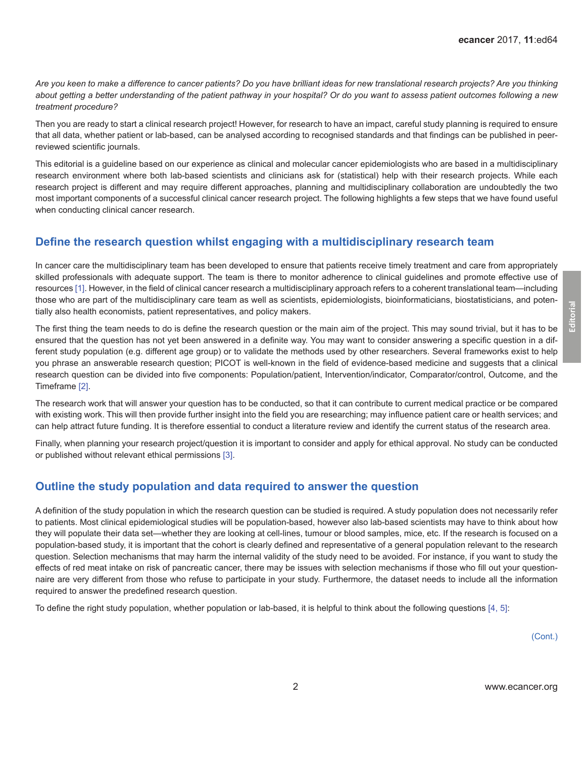*Are you keen to make a difference to cancer patients? Do you have brilliant ideas for new translational research projects? Are you thinking about getting a better understanding of the patient pathway in your hospital? Or do you want to assess patient outcomes following a new treatment procedure?*

Then you are ready to start a clinical research project! However, for research to have an impact, careful study planning is required to ensure that all data, whether patient or lab-based, can be analysed according to recognised standards and that findings can be published in peer-reviewed scientific journals.

This editorial is a guideline based on our experience as clinical and molecular cancer epidemiologists who are based in a multidisciplinary research environment where both lab-based scientists and clinicians ask for (statistical) help with their research projects. While each research project is different and may require different approaches, planning and multidisciplinary collaboration are undoubtedly the two most important components of a successful clinical cancer research project. The following highlights a few steps that we have found useful when conducting clinical cancer research.

## Define the research question whilst engaging with a multidisciplinary research team

In cancer care the multidisciplinary team has been developed to ensure that patients receive timely treatment and care from appropriately skilled professionals with adequate support. The team is there to monitor adherence to clinical guidelines and promote effective use of resources [1]. However, in the field of clinical cancer research a multidisciplinary approach refers to a coherent translational team—including those who are part of the multidisciplinary care team as well as scientists, epidemiologists, bioinformaticians, biostatisticians, and potentially also health economists, patient representatives, and policy makers.

The first thing the team needs to do is define the research question or the main aim of the project. This may sound trivial, but it has to be ensured that the question has not yet been answered in a definite way. You may want to consider answering a specific question in a different study population (e.g. different age group) or to validate the methods used by other researchers. Several frameworks exist to help you phrase an answerable research question; PICOT is well-known in the field of evidence-based medicine and suggests that a clinical research question can be divided into five components: Population/patient, Intervention/indicator, Comparator/control, Outcome, and the Timeframe [2].

The research work that will answer your question has to be conducted, so that it can contribute to current medical practice or be compared with existing work. This will then provide further insight into the field you are researching; may influence patient care or health services; and can help attract future funding. It is therefore essential to conduct a literature review and identify the current status of the research area.

Finally, when planning your research project/question it is important to consider and apply for ethical approval. No study can be conducted or published without relevant ethical permissions [3].

## Outline the study population and data required to answer the question

A definition of the study population in which the research question can be studied is required. A study population does not necessarily refer to patients. Most clinical epidemiological studies will be population-based, however also lab-based scientists may have to think about how they will populate their data set—whether they are looking at cell-lines, tumour or blood samples, mice, etc. If the research is focused on a population-based study, it is important that the cohort is clearly defined and representative of a general population relevant to the research question. Selection mechanisms that may harm the internal validity of the study need to be avoided. For instance, if you want to study the effects of red meat intake on risk of pancreatic cancer, there may be issues with selection mechanisms if those who fill out your questionnaire are very different from those who refuse to participate in your study. Furthermore, the dataset needs to include all the information required to answer the predefined research question.

To define the right study population, whether population or lab-based, it is helpful to think about the following questions [4, 5]:

(Cont.)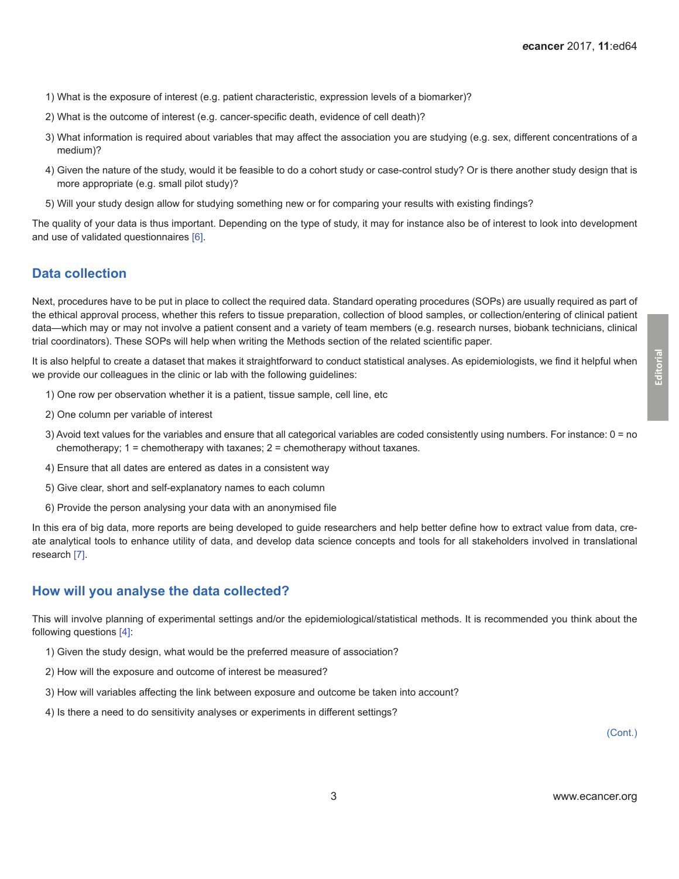1) What is the exposure of interest (e.g. patient characteristic, expression levels of a biomarker)?

2) What is the outcome of interest (e.g. cancer-specific death, evidence of cell death)?

3) What information is required about variables that may affect the association you are studying (e.g. sex, different concentrations of a medium)?

4) Given the nature of the study, would it be feasible to do a cohort study or case-control study? Or is there another study design that is more appropriate (e.g. small pilot study)?

5) Will your study design allow for studying something new or for comparing your results with existing findings?

The quality of your data is thus important. Depending on the type of study, it may for instance also be of interest to look into development and use of validated questionnaires [6].

## Data collection

Next, procedures have to be put in place to collect the required data. Standard operating procedures (SOPs) are usually required as part of the ethical approval process, whether this refers to tissue preparation, collection of blood samples, or collection/entering of clinical patient data—which may or may not involve a patient consent and a variety of team members (e.g. research nurses, biobank technicians, clinical trial coordinators). These SOPs will help when writing the Methods section of the related scientific paper.

It is also helpful to create a dataset that makes it straightforward to conduct statistical analyses. As epidemiologists, we find it helpful when we provide our colleagues in the clinic or lab with the following guidelines:

1) One row per observation whether it is a patient, tissue sample, cell line, etc

2) One column per variable of interest

3) Avoid text values for the variables and ensure that all categorical variables are coded consistently using numbers. For instance: 0 = no chemotherapy; 1 = chemotherapy with taxanes; 2 = chemotherapy without taxanes.

4) Ensure that all dates are entered as dates in a consistent way

5) Give clear, short and self-explanatory names to each column

6) Provide the person analysing your data with an anonymised file

In this era of big data, more reports are being developed to guide researchers and help better define how to extract value from data, create analytical tools to enhance utility of data, and develop data science concepts and tools for all stakeholders involved in translational research [7].

## How will you analyse the data collected?

This will involve planning of experimental settings and/or the epidemiological/statistical methods. It is recommended you think about the following questions [4]:

1) Given the study design, what would be the preferred measure of association?

2) How will the exposure and outcome of interest be measured?

3) How will variables affecting the link between exposure and outcome be taken into account?

4) Is there a need to do sensitivity analyses or experiments in different settings?

(Cont.)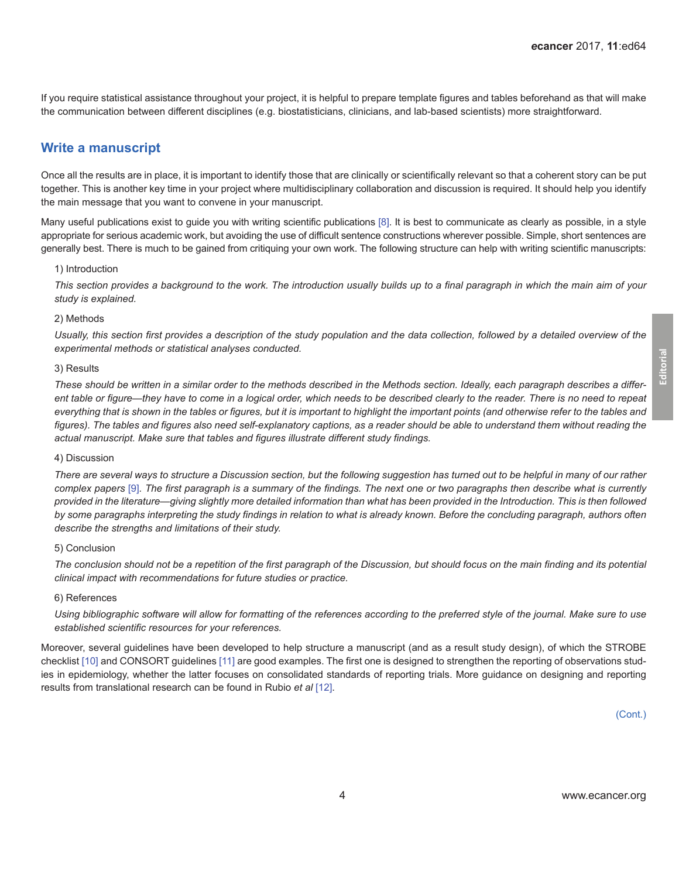If you require statistical assistance throughout your project, it is helpful to prepare template figures and tables beforehand as that will make the communication between different disciplines (e.g. biostatisticians, clinicians, and lab-based scientists) more straightforward.

## Write a manuscript

Once all the results are in place, it is important to identify those that are clinically or scientifically relevant so that a coherent story can be put together. This is another key time in your project where multidisciplinary collaboration and discussion is required. It should help you identify the main message that you want to convene in your manuscript.

Many useful publications exist to guide you with writing scientific publications [8]. It is best to communicate as clearly as possible, in a style appropriate for serious academic work, but avoiding the use of difficult sentence constructions wherever possible. Simple, short sentences are generally best. There is much to be gained from critiquing your own work. The following structure can help with writing scientific manuscripts:

1) Introduction

*This section provides a background to the work. The introduction usually builds up to a final paragraph in which the main aim of your study is explained.*

2) Methods

*Usually, this section first provides a description of the study population and the data collection, followed by a detailed overview of the experimental methods or statistical analyses conducted.*

3) Results

*These should be written in a similar order to the methods described in the Methods section. Ideally, each paragraph describes a different table or figure—they have to come in a logical order, which needs to be described clearly to the reader. There is no need to repeat everything that is shown in the tables or figures, but it is important to highlight the important points (and otherwise refer to the tables and figures). The tables and figures also need self-explanatory captions, as a reader should be able to understand them without reading the actual manuscript. Make sure that tables and figures illustrate different study findings.*

4) Discussion

*There are several ways to structure a Discussion section, but the following suggestion has turned out to be helpful in many of our rather complex papers [9]. The first paragraph is a summary of the findings. The next one or two paragraphs then describe what is currently provided in the literature—giving slightly more detailed information than what has been provided in the Introduction. This is then followed by some paragraphs interpreting the study findings in relation to what is already known. Before the concluding paragraph, authors often describe the strengths and limitations of their study.*

5) Conclusion

*The conclusion should not be a repetition of the first paragraph of the Discussion, but should focus on the main finding and its potential clinical impact with recommendations for future studies or practice.*

6) References

*Using bibliographic software will allow for formatting of the references according to the preferred style of the journal. Make sure to use established scientific resources for your references.*

Moreover, several guidelines have been developed to help structure a manuscript (and as a result study design), of which the STROBE checklist [10] and CONSORT guidelines [11] are good examples. The first one is designed to strengthen the reporting of observations studies in epidemiology, whether the latter focuses on consolidated standards of reporting trials. More guidance on designing and reporting results from translational research can be found in Rubio *et al* [12].

(Cont.)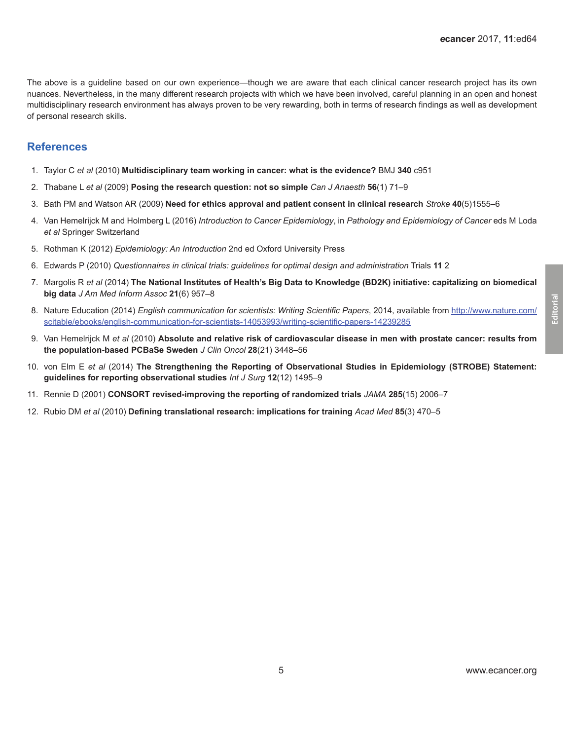The above is a guideline based on our own experience—though we are aware that each clinical cancer research project has its own nuances. Nevertheless, in the many different research projects with which we have been involved, careful planning in an open and honest multidisciplinary research environment has always proven to be very rewarding, both in terms of research findings as well as development of personal research skills.

## References

1. Taylor C *et al* (2010) **Multidisciplinary team working in cancer: what is the evidence?** BMJ **340** c951
2. Thabane L *et al* (2009) **Posing the research question: not so simple** *Can J Anaesth* **56**(1) 71–9
3. Bath PM and Watson AR (2009) **Need for ethics approval and patient consent in clinical research** *Stroke* **40**(5)1555–6
4. Van Hemelrijck M and Holmberg L (2016) *Introduction to Cancer Epidemiology*, in *Pathology and Epidemiology of Cancer* eds M Loda *et al* Springer Switzerland
5. Rothman K (2012) *Epidemiology: An Introduction* 2nd ed Oxford University Press
6. Edwards P (2010) *Questionnaires in clinical trials: guidelines for optimal design and administration* Trials **11** 2
7. Margolis R *et al* (2014) **The National Institutes of Health's Big Data to Knowledge (BD2K) initiative: capitalizing on biomedical big data** *J Am Med Inform Assoc* **21**(6) 957–8
8. Nature Education (2014) *English communication for scientists: Writing Scientific Papers*, 2014, available from http://www.nature.com/scitable/ebooks/english-communication-for-scientists-14053993/writing-scientific-papers-14239285
9. Van Hemelrijck M *et al* (2010) **Absolute and relative risk of cardiovascular disease in men with prostate cancer: results from the population-based PCBaSe Sweden** *J Clin Oncol* **28**(21) 3448–56
10. von Elm E *et al* (2014) **The Strengthening the Reporting of Observational Studies in Epidemiology (STROBE) Statement: guidelines for reporting observational studies** *Int J Surg* **12**(12) 1495–9
11. Rennie D (2001) **CONSORT revised-improving the reporting of randomized trials** *JAMA* **285**(15) 2006–7
12. Rubio DM *et al* (2010) **Defining translational research: implications for training** *Acad Med* **85**(3) 470–5